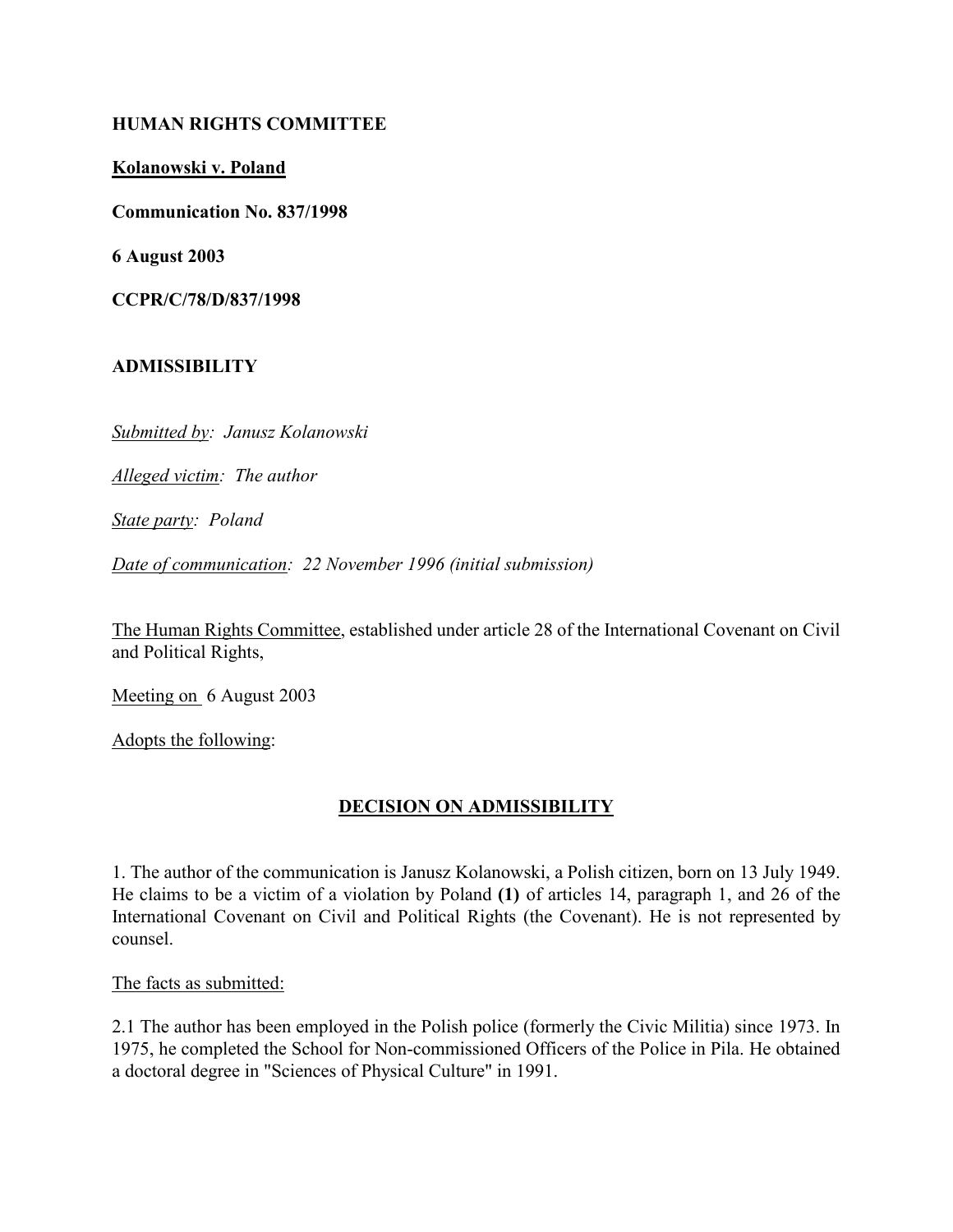**HUMAN RIGHTS COMMITTEE**

**Kolanowski v. Poland**

**Communication No. 837/1998**

**6 August 2003**

**CCPR/C/78/D/837/1998**

**ADMISSIBILITY**

*Submitted by: Janusz Kolanowski*

*Alleged victim: The author*

*State party: Poland*

*Date of communication: 22 November 1996 (initial submission)*

The Human Rights Committee, established under article 28 of the International Covenant on Civil and Political Rights,

Meeting on 6 August 2003

Adopts the following:

## DECISION ON ADMISSIBILITY

1. The author of the communication is Janusz Kolanowski, a Polish citizen, born on 13 July 1949. He claims to be a victim of a violation by Poland **(1)** of articles 14, paragraph 1, and 26 of the International Covenant on Civil and Political Rights (the Covenant). He is not represented by counsel.

The facts as submitted:

2.1 The author has been employed in the Polish police (formerly the Civic Militia) since 1973. In 1975, he completed the School for Non-commissioned Officers of the Police in Pila. He obtained a doctoral degree in "Sciences of Physical Culture" in 1991.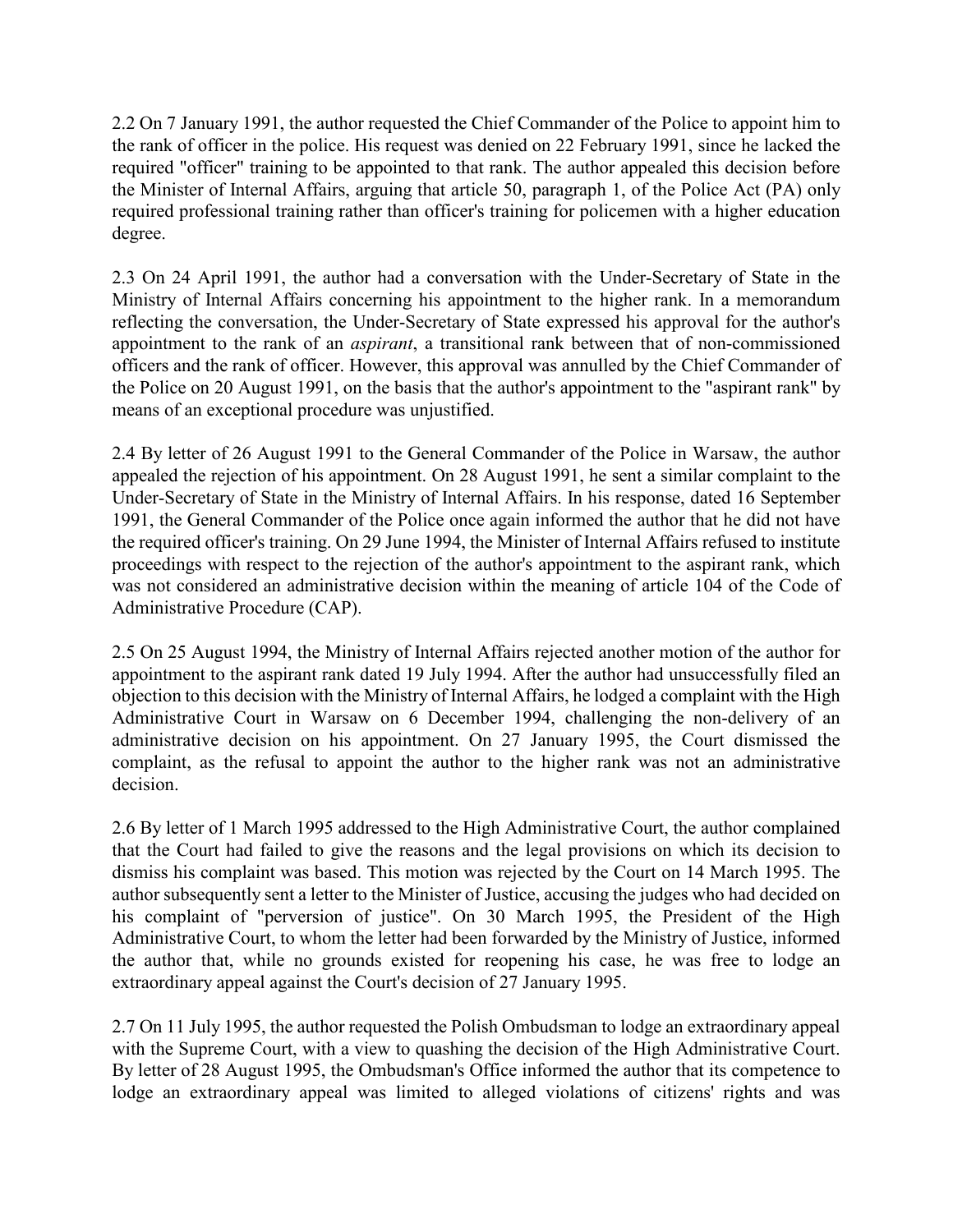2.2 On 7 January 1991, the author requested the Chief Commander of the Police to appoint him to the rank of officer in the police. His request was denied on 22 February 1991, since he lacked the required "officer" training to be appointed to that rank. The author appealed this decision before the Minister of Internal Affairs, arguing that article 50, paragraph 1, of the Police Act (PA) only required professional training rather than officer's training for policemen with a higher education degree.

2.3 On 24 April 1991, the author had a conversation with the Under-Secretary of State in the Ministry of Internal Affairs concerning his appointment to the higher rank. In a memorandum reflecting the conversation, the Under-Secretary of State expressed his approval for the author's appointment to the rank of an *aspirant*, a transitional rank between that of non-commissioned officers and the rank of officer. However, this approval was annulled by the Chief Commander of the Police on 20 August 1991, on the basis that the author's appointment to the "aspirant rank" by means of an exceptional procedure was unjustified.

2.4 By letter of 26 August 1991 to the General Commander of the Police in Warsaw, the author appealed the rejection of his appointment. On 28 August 1991, he sent a similar complaint to the Under-Secretary of State in the Ministry of Internal Affairs. In his response, dated 16 September 1991, the General Commander of the Police once again informed the author that he did not have the required officer's training. On 29 June 1994, the Minister of Internal Affairs refused to institute proceedings with respect to the rejection of the author's appointment to the aspirant rank, which was not considered an administrative decision within the meaning of article 104 of the Code of Administrative Procedure (CAP).

2.5 On 25 August 1994, the Ministry of Internal Affairs rejected another motion of the author for appointment to the aspirant rank dated 19 July 1994. After the author had unsuccessfully filed an objection to this decision with the Ministry of Internal Affairs, he lodged a complaint with the High Administrative Court in Warsaw on 6 December 1994, challenging the non-delivery of an administrative decision on his appointment. On 27 January 1995, the Court dismissed the complaint, as the refusal to appoint the author to the higher rank was not an administrative decision.

2.6 By letter of 1 March 1995 addressed to the High Administrative Court, the author complained that the Court had failed to give the reasons and the legal provisions on which its decision to dismiss his complaint was based. This motion was rejected by the Court on 14 March 1995. The author subsequently sent a letter to the Minister of Justice, accusing the judges who had decided on his complaint of "perversion of justice". On 30 March 1995, the President of the High Administrative Court, to whom the letter had been forwarded by the Ministry of Justice, informed the author that, while no grounds existed for reopening his case, he was free to lodge an extraordinary appeal against the Court's decision of 27 January 1995.

2.7 On 11 July 1995, the author requested the Polish Ombudsman to lodge an extraordinary appeal with the Supreme Court, with a view to quashing the decision of the High Administrative Court. By letter of 28 August 1995, the Ombudsman's Office informed the author that its competence to lodge an extraordinary appeal was limited to alleged violations of citizens' rights and was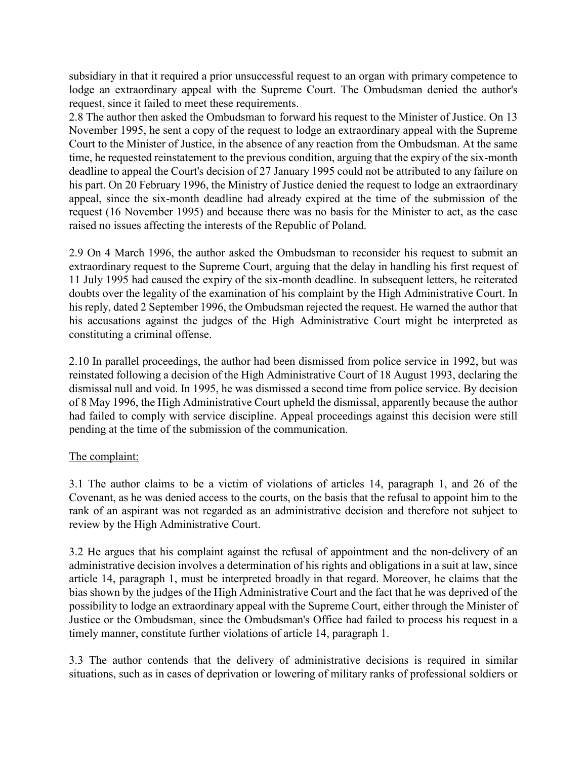subsidiary in that it required a prior unsuccessful request to an organ with primary competence to lodge an extraordinary appeal with the Supreme Court. The Ombudsman denied the author's request, since it failed to meet these requirements.

2.8 The author then asked the Ombudsman to forward his request to the Minister of Justice. On 13 November 1995, he sent a copy of the request to lodge an extraordinary appeal with the Supreme Court to the Minister of Justice, in the absence of any reaction from the Ombudsman. At the same time, he requested reinstatement to the previous condition, arguing that the expiry of the six-month deadline to appeal the Court's decision of 27 January 1995 could not be attributed to any failure on his part. On 20 February 1996, the Ministry of Justice denied the request to lodge an extraordinary appeal, since the six-month deadline had already expired at the time of the submission of the request (16 November 1995) and because there was no basis for the Minister to act, as the case raised no issues affecting the interests of the Republic of Poland.

2.9 On 4 March 1996, the author asked the Ombudsman to reconsider his request to submit an extraordinary request to the Supreme Court, arguing that the delay in handling his first request of 11 July 1995 had caused the expiry of the six-month deadline. In subsequent letters, he reiterated doubts over the legality of the examination of his complaint by the High Administrative Court. In his reply, dated 2 September 1996, the Ombudsman rejected the request. He warned the author that his accusations against the judges of the High Administrative Court might be interpreted as constituting a criminal offense.

2.10 In parallel proceedings, the author had been dismissed from police service in 1992, but was reinstated following a decision of the High Administrative Court of 18 August 1993, declaring the dismissal null and void. In 1995, he was dismissed a second time from police service. By decision of 8 May 1996, the High Administrative Court upheld the dismissal, apparently because the author had failed to comply with service discipline. Appeal proceedings against this decision were still pending at the time of the submission of the communication.

The complaint:

3.1 The author claims to be a victim of violations of articles 14, paragraph 1, and 26 of the Covenant, as he was denied access to the courts, on the basis that the refusal to appoint him to the rank of an aspirant was not regarded as an administrative decision and therefore not subject to review by the High Administrative Court.

3.2 He argues that his complaint against the refusal of appointment and the non-delivery of an administrative decision involves a determination of his rights and obligations in a suit at law, since article 14, paragraph 1, must be interpreted broadly in that regard. Moreover, he claims that the bias shown by the judges of the High Administrative Court and the fact that he was deprived of the possibility to lodge an extraordinary appeal with the Supreme Court, either through the Minister of Justice or the Ombudsman, since the Ombudsman's Office had failed to process his request in a timely manner, constitute further violations of article 14, paragraph 1.

3.3 The author contends that the delivery of administrative decisions is required in similar situations, such as in cases of deprivation or lowering of military ranks of professional soldiers or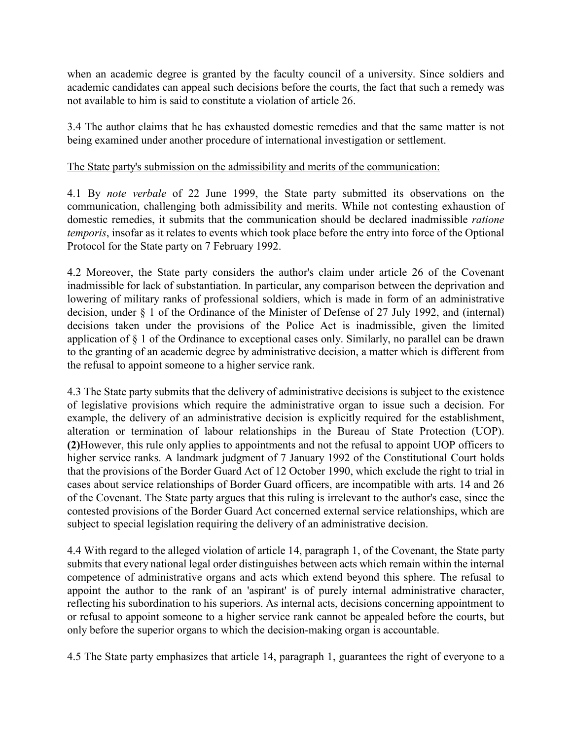when an academic degree is granted by the faculty council of a university. Since soldiers and academic candidates can appeal such decisions before the courts, the fact that such a remedy was not available to him is said to constitute a violation of article 26.

3.4 The author claims that he has exhausted domestic remedies and that the same matter is not being examined under another procedure of international investigation or settlement.

The State party's submission on the admissibility and merits of the communication:

4.1 By *note verbale* of 22 June 1999, the State party submitted its observations on the communication, challenging both admissibility and merits. While not contesting exhaustion of domestic remedies, it submits that the communication should be declared inadmissible *ratione temporis*, insofar as it relates to events which took place before the entry into force of the Optional Protocol for the State party on 7 February 1992.

4.2 Moreover, the State party considers the author's claim under article 26 of the Covenant inadmissible for lack of substantiation. In particular, any comparison between the deprivation and lowering of military ranks of professional soldiers, which is made in form of an administrative decision, under § 1 of the Ordinance of the Minister of Defense of 27 July 1992, and (internal) decisions taken under the provisions of the Police Act is inadmissible, given the limited application of § 1 of the Ordinance to exceptional cases only. Similarly, no parallel can be drawn to the granting of an academic degree by administrative decision, a matter which is different from the refusal to appoint someone to a higher service rank.

4.3 The State party submits that the delivery of administrative decisions is subject to the existence of legislative provisions which require the administrative organ to issue such a decision. For example, the delivery of an administrative decision is explicitly required for the establishment, alteration or termination of labour relationships in the Bureau of State Protection (UOP). **(2)**However, this rule only applies to appointments and not the refusal to appoint UOP officers to higher service ranks. A landmark judgment of 7 January 1992 of the Constitutional Court holds that the provisions of the Border Guard Act of 12 October 1990, which exclude the right to trial in cases about service relationships of Border Guard officers, are incompatible with arts. 14 and 26 of the Covenant. The State party argues that this ruling is irrelevant to the author's case, since the contested provisions of the Border Guard Act concerned external service relationships, which are subject to special legislation requiring the delivery of an administrative decision.

4.4 With regard to the alleged violation of article 14, paragraph 1, of the Covenant, the State party submits that every national legal order distinguishes between acts which remain within the internal competence of administrative organs and acts which extend beyond this sphere. The refusal to appoint the author to the rank of an 'aspirant' is of purely internal administrative character, reflecting his subordination to his superiors. As internal acts, decisions concerning appointment to or refusal to appoint someone to a higher service rank cannot be appealed before the courts, but only before the superior organs to which the decision-making organ is accountable.

4.5 The State party emphasizes that article 14, paragraph 1, guarantees the right of everyone to a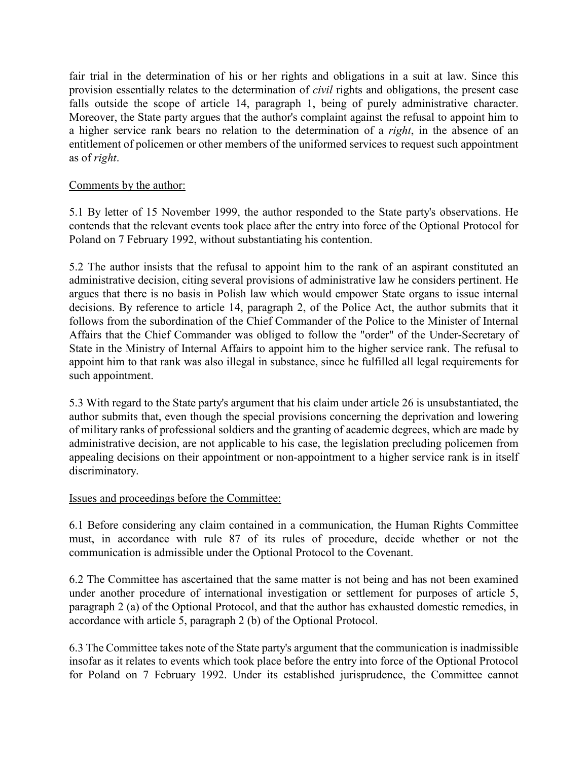fair trial in the determination of his or her rights and obligations in a suit at law. Since this provision essentially relates to the determination of *civil* rights and obligations, the present case falls outside the scope of article 14, paragraph 1, being of purely administrative character. Moreover, the State party argues that the author's complaint against the refusal to appoint him to a higher service rank bears no relation to the determination of a *right*, in the absence of an entitlement of policemen or other members of the uniformed services to request such appointment as of *right*.

Comments by the author:

5.1 By letter of 15 November 1999, the author responded to the State party's observations. He contends that the relevant events took place after the entry into force of the Optional Protocol for Poland on 7 February 1992, without substantiating his contention.

5.2 The author insists that the refusal to appoint him to the rank of an aspirant constituted an administrative decision, citing several provisions of administrative law he considers pertinent. He argues that there is no basis in Polish law which would empower State organs to issue internal decisions. By reference to article 14, paragraph 2, of the Police Act, the author submits that it follows from the subordination of the Chief Commander of the Police to the Minister of Internal Affairs that the Chief Commander was obliged to follow the "order" of the Under-Secretary of State in the Ministry of Internal Affairs to appoint him to the higher service rank. The refusal to appoint him to that rank was also illegal in substance, since he fulfilled all legal requirements for such appointment.

5.3 With regard to the State party's argument that his claim under article 26 is unsubstantiated, the author submits that, even though the special provisions concerning the deprivation and lowering of military ranks of professional soldiers and the granting of academic degrees, which are made by administrative decision, are not applicable to his case, the legislation precluding policemen from appealing decisions on their appointment or non-appointment to a higher service rank is in itself discriminatory.

Issues and proceedings before the Committee:

6.1 Before considering any claim contained in a communication, the Human Rights Committee must, in accordance with rule 87 of its rules of procedure, decide whether or not the communication is admissible under the Optional Protocol to the Covenant.

6.2 The Committee has ascertained that the same matter is not being and has not been examined under another procedure of international investigation or settlement for purposes of article 5, paragraph 2 (a) of the Optional Protocol, and that the author has exhausted domestic remedies, in accordance with article 5, paragraph 2 (b) of the Optional Protocol.

6.3 The Committee takes note of the State party's argument that the communication is inadmissible insofar as it relates to events which took place before the entry into force of the Optional Protocol for Poland on 7 February 1992. Under its established jurisprudence, the Committee cannot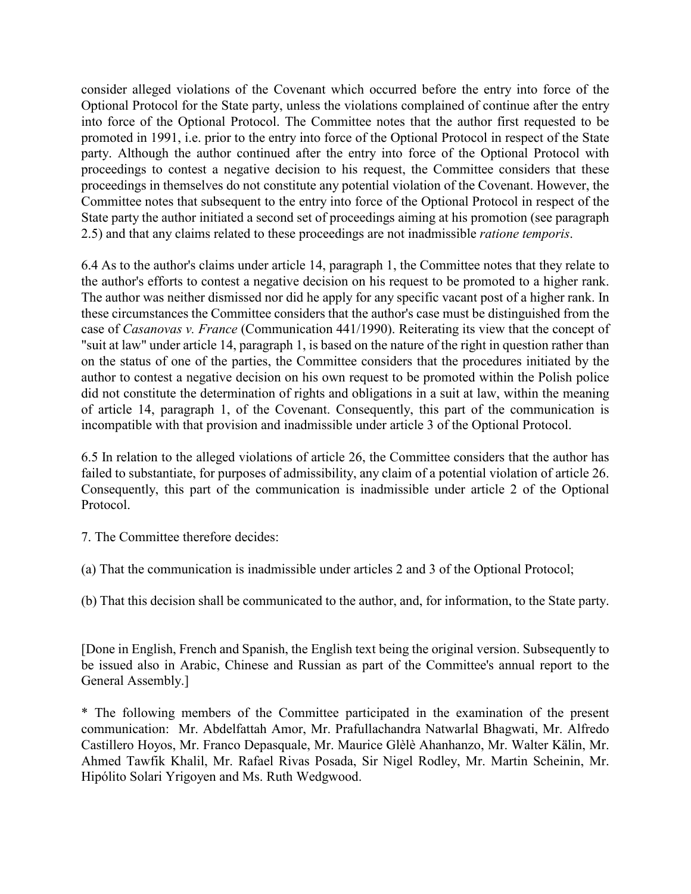consider alleged violations of the Covenant which occurred before the entry into force of the Optional Protocol for the State party, unless the violations complained of continue after the entry into force of the Optional Protocol. The Committee notes that the author first requested to be promoted in 1991, i.e. prior to the entry into force of the Optional Protocol in respect of the State party. Although the author continued after the entry into force of the Optional Protocol with proceedings to contest a negative decision to his request, the Committee considers that these proceedings in themselves do not constitute any potential violation of the Covenant. However, the Committee notes that subsequent to the entry into force of the Optional Protocol in respect of the State party the author initiated a second set of proceedings aiming at his promotion (see paragraph 2.5) and that any claims related to these proceedings are not inadmissible *ratione temporis*.

6.4 As to the author's claims under article 14, paragraph 1, the Committee notes that they relate to the author's efforts to contest a negative decision on his request to be promoted to a higher rank. The author was neither dismissed nor did he apply for any specific vacant post of a higher rank. In these circumstances the Committee considers that the author's case must be distinguished from the case of *Casanovas v. France* (Communication 441/1990). Reiterating its view that the concept of "suit at law" under article 14, paragraph 1, is based on the nature of the right in question rather than on the status of one of the parties, the Committee considers that the procedures initiated by the author to contest a negative decision on his own request to be promoted within the Polish police did not constitute the determination of rights and obligations in a suit at law, within the meaning of article 14, paragraph 1, of the Covenant. Consequently, this part of the communication is incompatible with that provision and inadmissible under article 3 of the Optional Protocol.

6.5 In relation to the alleged violations of article 26, the Committee considers that the author has failed to substantiate, for purposes of admissibility, any claim of a potential violation of article 26. Consequently, this part of the communication is inadmissible under article 2 of the Optional Protocol.

7. The Committee therefore decides:

(a) That the communication is inadmissible under articles 2 and 3 of the Optional Protocol;

(b) That this decision shall be communicated to the author, and, for information, to the State party.

[Done in English, French and Spanish, the English text being the original version. Subsequently to be issued also in Arabic, Chinese and Russian as part of the Committee's annual report to the General Assembly.]

* The following members of the Committee participated in the examination of the present communication: Mr. Abdelfattah Amor, Mr. Prafullachandra Natwarlal Bhagwati, Mr. Alfredo Castillero Hoyos, Mr. Franco Depasquale, Mr. Maurice Glèlè Ahanhanzo, Mr. Walter Kälin, Mr. Ahmed Tawfik Khalil, Mr. Rafael Rivas Posada, Sir Nigel Rodley, Mr. Martin Scheinin, Mr. Hipólito Solari Yrigoyen and Ms. Ruth Wedgwood.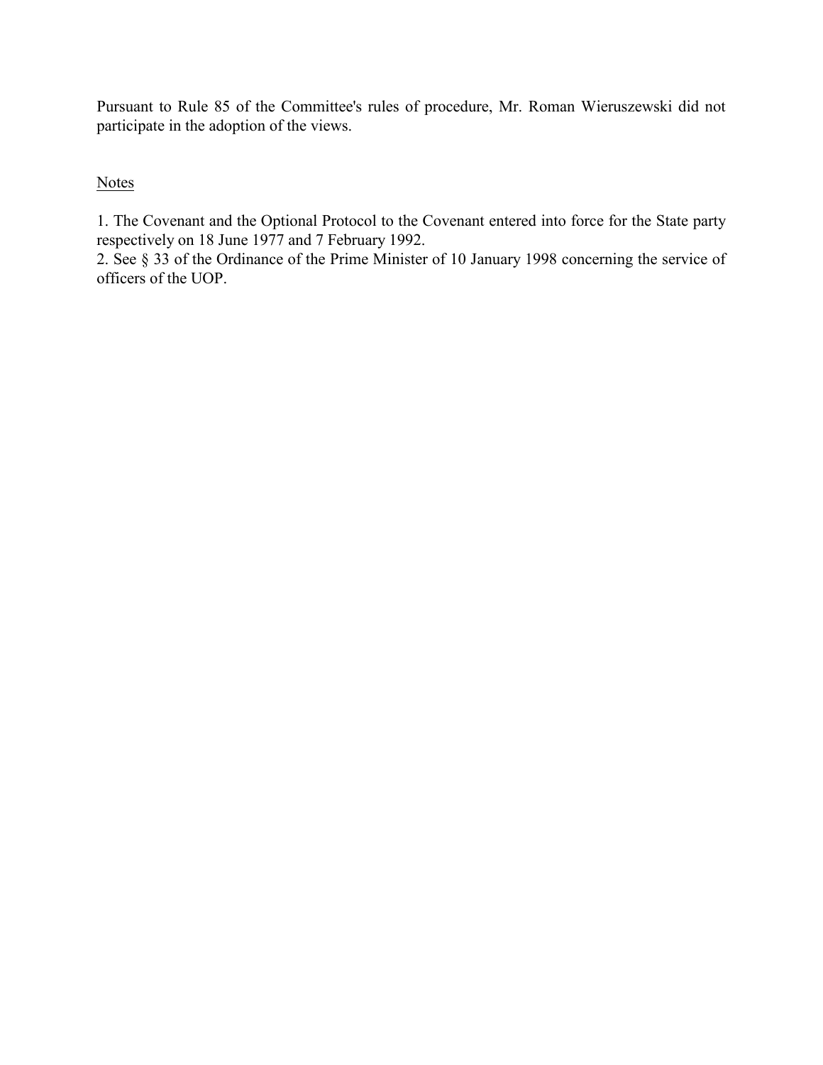Pursuant to Rule 85 of the Committee's rules of procedure, Mr. Roman Wieruszewski did not participate in the adoption of the views.

Notes

1. The Covenant and the Optional Protocol to the Covenant entered into force for the State party respectively on 18 June 1977 and 7 February 1992.
2. See § 33 of the Ordinance of the Prime Minister of 10 January 1998 concerning the service of officers of the UOP.